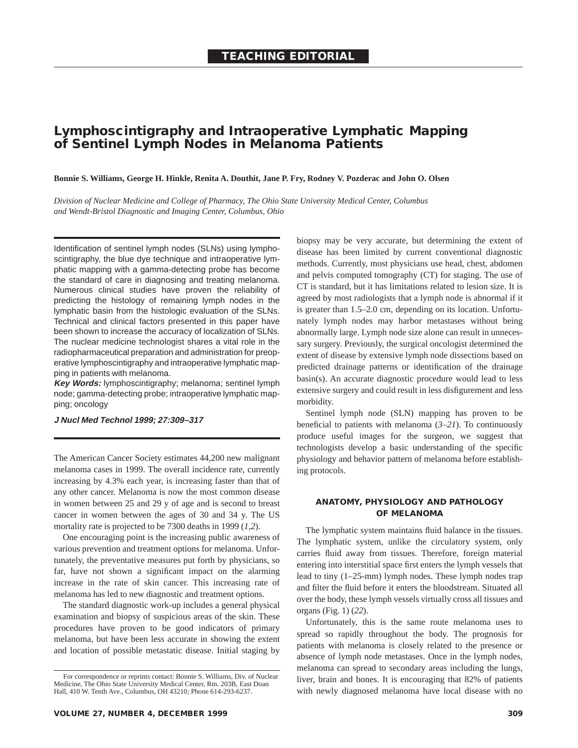**TEACHING EDITORIAL**

# Lymphoscintigraphy and Intraoperative Lymphatic Mapping of Sentinel Lymph Nodes in Melanoma Patients

**Bonnie S. Williams, George H. Hinkle, Renita A. Douthit, Jane P. Fry, Rodney V. Pozderac and John O. Olsen**

*Division of Nuclear Medicine and College of Pharmacy, The Ohio State University Medical Center, Columbus and Wendt-Bristol Diagnostic and Imaging Center, Columbus, Ohio*

Identification of sentinel lymph nodes (SLNs) using lymphoscintigraphy, the blue dye technique and intraoperative lymphatic mapping with a gamma-detecting probe has become the standard of care in diagnosing and treating melanoma. Numerous clinical studies have proven the reliability of predicting the histology of remaining lymph nodes in the lymphatic basin from the histologic evaluation of the SLNs. Technical and clinical factors presented in this paper have been shown to increase the accuracy of localization of SLNs. The nuclear medicine technologist shares a vital role in the radiopharmaceutical preparation and administration for preoperative lymphoscintigraphy and intraoperative lymphatic mapping in patients with melanoma.

***Key Words:*** lymphoscintigraphy; melanoma; sentinel lymph node; gamma-detecting probe; intraoperative lymphatic mapping; oncology

***J Nucl Med Technol 1999; 27:309–317***

The American Cancer Society estimates 44,200 new malignant melanoma cases in 1999. The overall incidence rate, currently increasing by 4.3% each year, is increasing faster than that of any other cancer. Melanoma is now the most common disease in women between 25 and 29 y of age and is second to breast cancer in women between the ages of 30 and 34 y. The US mortality rate is projected to be 7300 deaths in 1999 (*1,2*).

One encouraging point is the increasing public awareness of various prevention and treatment options for melanoma. Unfortunately, the preventative measures put forth by physicians, so far, have not shown a significant impact on the alarming increase in the rate of skin cancer. This increasing rate of melanoma has led to new diagnostic and treatment options.

The standard diagnostic work-up includes a general physical examination and biopsy of suspicious areas of the skin. These procedures have proven to be good indicators of primary melanoma, but have been less accurate in showing the extent and location of possible metastatic disease. Initial staging by biopsy may be very accurate, but determining the extent of disease has been limited by current conventional diagnostic methods. Currently, most physicians use head, chest, abdomen and pelvis computed tomography (CT) for staging. The use of CT is standard, but it has limitations related to lesion size. It is agreed by most radiologists that a lymph node is abnormal if it is greater than 1.5–2.0 cm, depending on its location. Unfortunately lymph nodes may harbor metastases without being abnormally large. Lymph node size alone can result in unnecessary surgery. Previously, the surgical oncologist determined the extent of disease by extensive lymph node dissections based on predicted drainage patterns or identification of the drainage basin(s). An accurate diagnostic procedure would lead to less extensive surgery and could result in less disfigurement and less morbidity.

Sentinel lymph node (SLN) mapping has proven to be beneficial to patients with melanoma (*3–21*). To continuously produce useful images for the surgeon, we suggest that technologists develop a basic understanding of the specific physiology and behavior pattern of melanoma before establishing protocols.

## ANATOMY, PHYSIOLOGY AND PATHOLOGY OF MELANOMA

The lymphatic system maintains fluid balance in the tissues. The lymphatic system, unlike the circulatory system, only carries fluid away from tissues. Therefore, foreign material entering into interstitial space first enters the lymph vessels that lead to tiny (1–25-mm) lymph nodes. These lymph nodes trap and filter the fluid before it enters the bloodstream. Situated all over the body, these lymph vessels virtually cross all tissues and organs (Fig. 1) (*22*).

Unfortunately, this is the same route melanoma uses to spread so rapidly throughout the body. The prognosis for patients with melanoma is closely related to the presence or absence of lymph node metastases. Once in the lymph nodes, melanoma can spread to secondary areas including the lungs, liver, brain and bones. It is encouraging that 82% of patients with newly diagnosed melanoma have local disease with no

For correspondence or reprints contact: Bonnie S. Williams, Div. of Nuclear Medicine, The Ohio State University Medical Center, Rm. 203B, East Doan Hall, 410 W. Tenth Ave., Columbus, OH 43210; Phone 614-293-6237.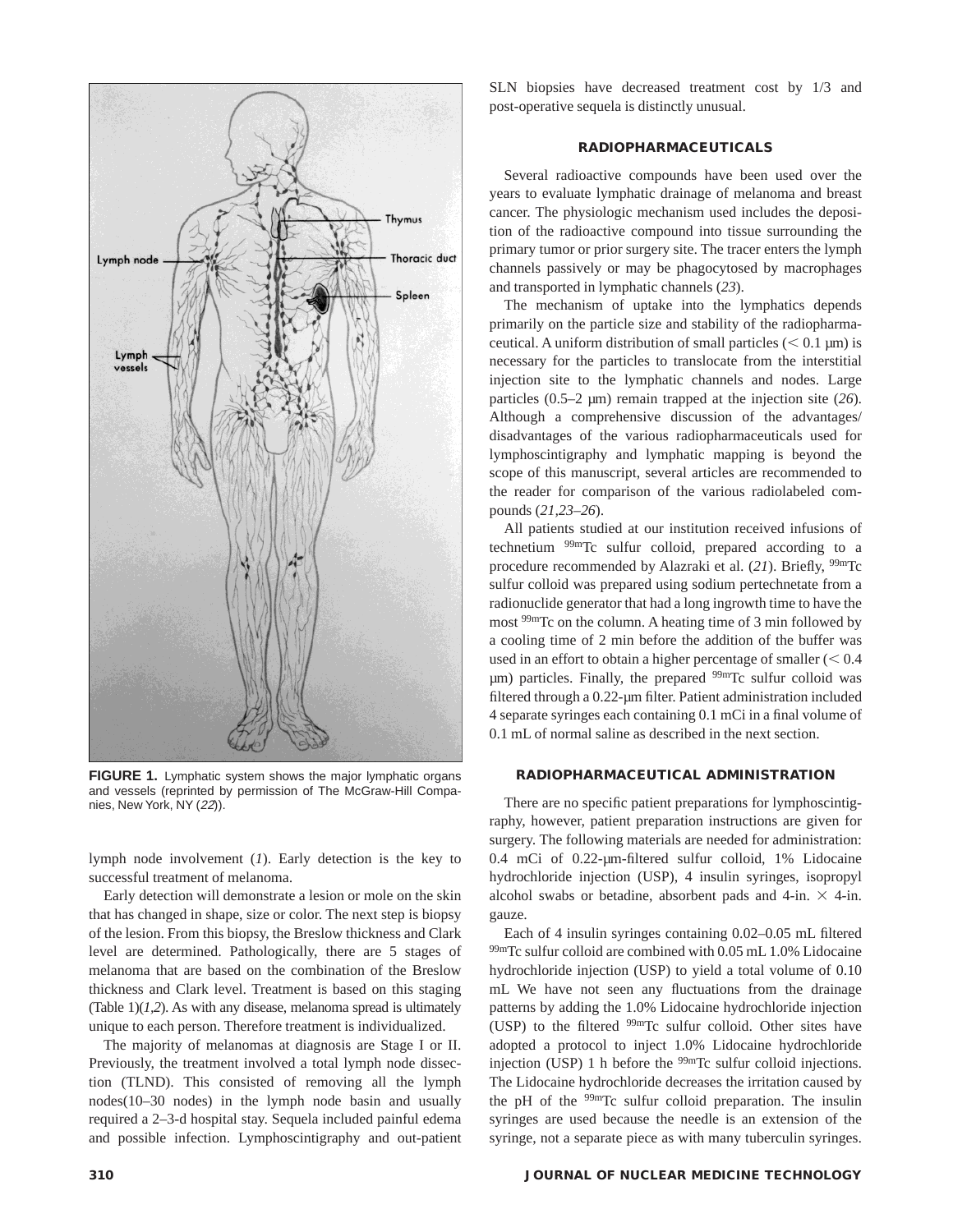FIGURE 1. Lymphatic system shows the major lymphatic organs and vessels (reprinted by permission of The McGraw-Hill Companies, New York, NY (*22*)).

lymph node involvement (*1*). Early detection is the key to successful treatment of melanoma.

Early detection will demonstrate a lesion or mole on the skin that has changed in shape, size or color. The next step is biopsy of the lesion. From this biopsy, the Breslow thickness and Clark level are determined. Pathologically, there are 5 stages of melanoma that are based on the combination of the Breslow thickness and Clark level. Treatment is based on this staging (Table 1)(*1*,*2*). As with any disease, melanoma spread is ultimately unique to each person. Therefore treatment is individualized.

The majority of melanomas at diagnosis are Stage I or II. Previously, the treatment involved a total lymph node dissection (TLND). This consisted of removing all the lymph nodes(10–30 nodes) in the lymph node basin and usually required a 2–3-d hospital stay. Sequela included painful edema and possible infection. Lymphoscintigraphy and out-patient SLN biopsies have decreased treatment cost by 1/3 and post-operative sequela is distinctly unusual.

## RADIOPHARMACEUTICALS

Several radioactive compounds have been used over the years to evaluate lymphatic drainage of melanoma and breast cancer. The physiologic mechanism used includes the deposition of the radioactive compound into tissue surrounding the primary tumor or prior surgery site. The tracer enters the lymph channels passively or may be phagocytosed by macrophages and transported in lymphatic channels (*23*).

The mechanism of uptake into the lymphatics depends primarily on the particle size and stability of the radiopharmaceutical. A uniform distribution of small particles ($< 0.1$ µm) is necessary for the particles to translocate from the interstitial injection site to the lymphatic channels and nodes. Large particles (0.5–2 µm) remain trapped at the injection site (*26*). Although a comprehensive discussion of the advantages/disadvantages of the various radiopharmaceuticals used for lymphoscintigraphy and lymphatic mapping is beyond the scope of this manuscript, several articles are recommended to the reader for comparison of the various radiolabeled compounds (*21*,*23*–*26*).

All patients studied at our institution received infusions of technetium $^{99m}$Tc sulfur colloid, prepared according to a procedure recommended by Alazraki et al. (*21*). Briefly, $^{99m}$Tc sulfur colloid was prepared using sodium pertechnetate from a radionuclide generator that had a long ingrowth time to have the most $^{99m}$Tc on the column. A heating time of 3 min followed by a cooling time of 2 min before the addition of the buffer was used in an effort to obtain a higher percentage of smaller ($< 0.4$ µm) particles. Finally, the prepared $^{99m}$Tc sulfur colloid was filtered through a 0.22-µm filter. Patient administration included 4 separate syringes each containing 0.1 mCi in a final volume of 0.1 mL of normal saline as described in the next section.

## RADIOPHARMACEUTICAL ADMINISTRATION

There are no specific patient preparations for lymphoscintigraphy, however, patient preparation instructions are given for surgery. The following materials are needed for administration: 0.4 mCi of 0.22-µm-filtered sulfur colloid, 1% Lidocaine hydrochloride injection (USP), 4 insulin syringes, isopropyl alcohol swabs or betadine, absorbent pads and 4-in. × 4-in. gauze.

Each of 4 insulin syringes containing 0.02–0.05 mL filtered $^{99m}$Tc sulfur colloid are combined with 0.05 mL 1.0% Lidocaine hydrochloride injection (USP) to yield a total volume of 0.10 mL We have not seen any fluctuations from the drainage patterns by adding the 1.0% Lidocaine hydrochloride injection (USP) to the filtered $^{99m}$Tc sulfur colloid. Other sites have adopted a protocol to inject 1.0% Lidocaine hydrochloride injection (USP) 1 h before the $^{99m}$Tc sulfur colloid injections. The Lidocaine hydrochloride decreases the irritation caused by the pH of the $^{99m}$Tc sulfur colloid preparation. The insulin syringes are used because the needle is an extension of the syringe, not a separate piece as with many tuberculin syringes.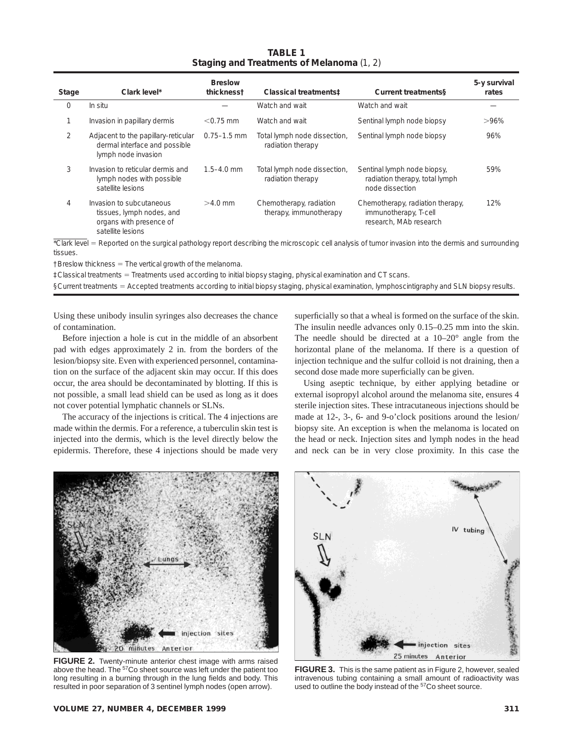**TABLE 1**
**Staging and Treatments of Melanoma (1, 2)**

| Stage | Clark level* | Breslow thickness† | Classical treatments‡ | Current treatments§ | 5-y survival rates |
|---|---|---|---|---|---|
| 0 | In situ | — | Watch and wait | Watch and wait | — |
| 1 | Invasion in papillary dermis | <0.75 mm | Watch and wait | Sentinal lymph node biopsy | >96% |
| 2 | Adjacent to the papillary-reticular dermal interface and possible lymph node invasion | 0.75–1.5 mm | Total lymph node dissection, radiation therapy | Sentinal lymph node biopsy | 96% |
| 3 | Invasion to reticular dermis and lymph nodes with possible satellite lesions | 1.5–4.0 mm | Total lymph node dissection, radiation therapy | Sentinal lymph node biopsy, radiation therapy, total lymph node dissection | 59% |
| 4 | Invasion to subcutaneous tissues, lymph nodes, and organs with presence of satellite lesions | >4.0 mm | Chemotherapy, radiation therapy, immunotherapy | Chemotherapy, radiation therapy, immunotherapy, T-cell research, MAb research | 12% |

*Clark level = Reported on the surgical pathology report describing the microscopic cell analysis of tumor invasion into the dermis and surrounding tissues.

†Breslow thickness = The vertical growth of the melanoma.

‡Classical treatments = Treatments used according to initial biopsy staging, physical examination and CT scans.

§Current treatments = Accepted treatments according to initial biopsy staging, physical examination, lymphoscintigraphy and SLN biopsy results.

Using these unibody insulin syringes also decreases the chance of contamination.

Before injection a hole is cut in the middle of an absorbent pad with edges approximately 2 in. from the borders of the lesion/biopsy site. Even with experienced personnel, contamination on the surface of the adjacent skin may occur. If this does occur, the area should be decontaminated by blotting. If this is not possible, a small lead shield can be used as long as it does not cover potential lymphatic channels or SLNs.

The accuracy of the injections is critical. The 4 injections are made within the dermis. For a reference, a tuberculin skin test is injected into the dermis, which is the level directly below the epidermis. Therefore, these 4 injections should be made very superficially so that a wheal is formed on the surface of the skin. The insulin needle advances only 0.15–0.25 mm into the skin. The needle should be directed at a 10–20° angle from the horizontal plane of the melanoma. If there is a question of injection technique and the sulfur colloid is not draining, then a second dose made more superficially can be given.

Using aseptic technique, by either applying betadine or external isopropyl alcohol around the melanoma site, ensures 4 sterile injection sites. These intracutaneous injections should be made at 12-, 3-, 6- and 9-o'clock positions around the lesion/biopsy site. An exception is when the melanoma is located on the head or neck. Injection sites and lymph nodes in the head and neck can be in very close proximity. In this case the

**FIGURE 2.** Twenty-minute anterior chest image with arms raised above the head. The $^{57}$Co sheet source was left under the patient too long resulting in a burning through in the lung fields and body. This resulted in poor separation of 3 sentinel lymph nodes (open arrow).

**FIGURE 3.** This is the same patient as in Figure 2, however, sealed intravenous tubing containing a small amount of radioactivity was used to outline the body instead of the $^{57}$Co sheet source.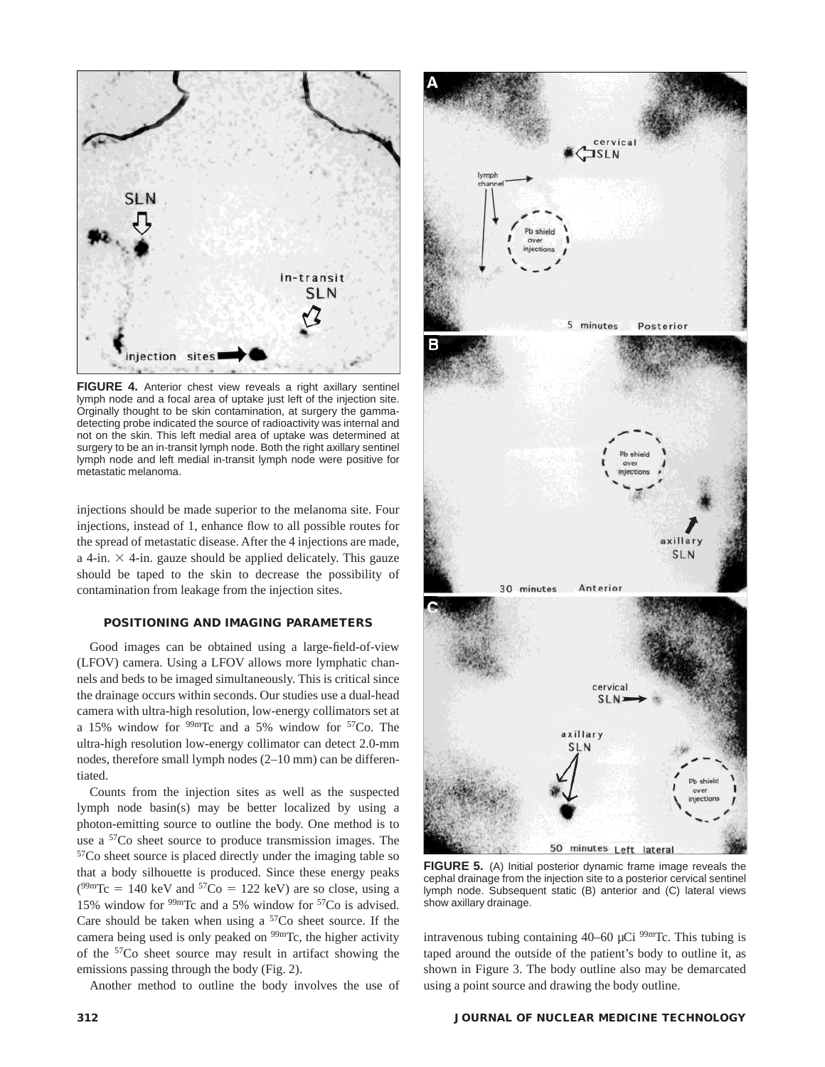**FIGURE 4.** Anterior chest view reveals a right axillary sentinel lymph node and a focal area of uptake just left of the injection site. Orginally thought to be skin contamination, at surgery the gamma-detecting probe indicated the source of radioactivity was internal and not on the skin. This left medial area of uptake was determined at surgery to be an in-transit lymph node. Both the right axillary sentinel lymph node and left medial in-transit lymph node were positive for metastatic melanoma.

injections should be made superior to the melanoma site. Four injections, instead of 1, enhance flow to all possible routes for the spread of metastatic disease. After the 4 injections are made, a 4-in. $\times$ 4-in. gauze should be applied delicately. This gauze should be taped to the skin to decrease the possibility of contamination from leakage from the injection sites.

## POSITIONING AND IMAGING PARAMETERS

Good images can be obtained using a large-field-of-view (LFOV) camera. Using a LFOV allows more lymphatic channels and beds to be imaged simultaneously. This is critical since the drainage occurs within seconds. Our studies use a dual-head camera with ultra-high resolution, low-energy collimators set at a 15% window for $^{99m}$Tc and a 5% window for $^{57}$Co. The ultra-high resolution low-energy collimator can detect 2.0-mm nodes, therefore small lymph nodes (2–10 mm) can be differentiated.

Counts from the injection sites as well as the suspected lymph node basin(s) may be better localized by using a photon-emitting source to outline the body. One method is to use a $^{57}$Co sheet source to produce transmission images. The $^{57}$Co sheet source is placed directly under the imaging table so that a body silhouette is produced. Since these energy peaks ($^{99m}$Tc = 140 keV and $^{57}$Co = 122 keV) are so close, using a 15% window for $^{99m}$Tc and a 5% window for $^{57}$Co is advised. Care should be taken when using a $^{57}$Co sheet source. If the camera being used is only peaked on $^{99m}$Tc, the higher activity of the $^{57}$Co sheet source may result in artifact showing the emissions passing through the body (Fig. 2).

Another method to outline the body involves the use of intravenous tubing containing 40–60 μCi $^{99m}$Tc. This tubing is taped around the outside of the patient's body to outline it, as shown in Figure 3. The body outline also may be demarcated using a point source and drawing the body outline.

**FIGURE 5.** (A) Initial posterior dynamic frame image reveals the cephal drainage from the injection site to a posterior cervical sentinel lymph node. Subsequent static (B) anterior and (C) lateral views show axillary drainage.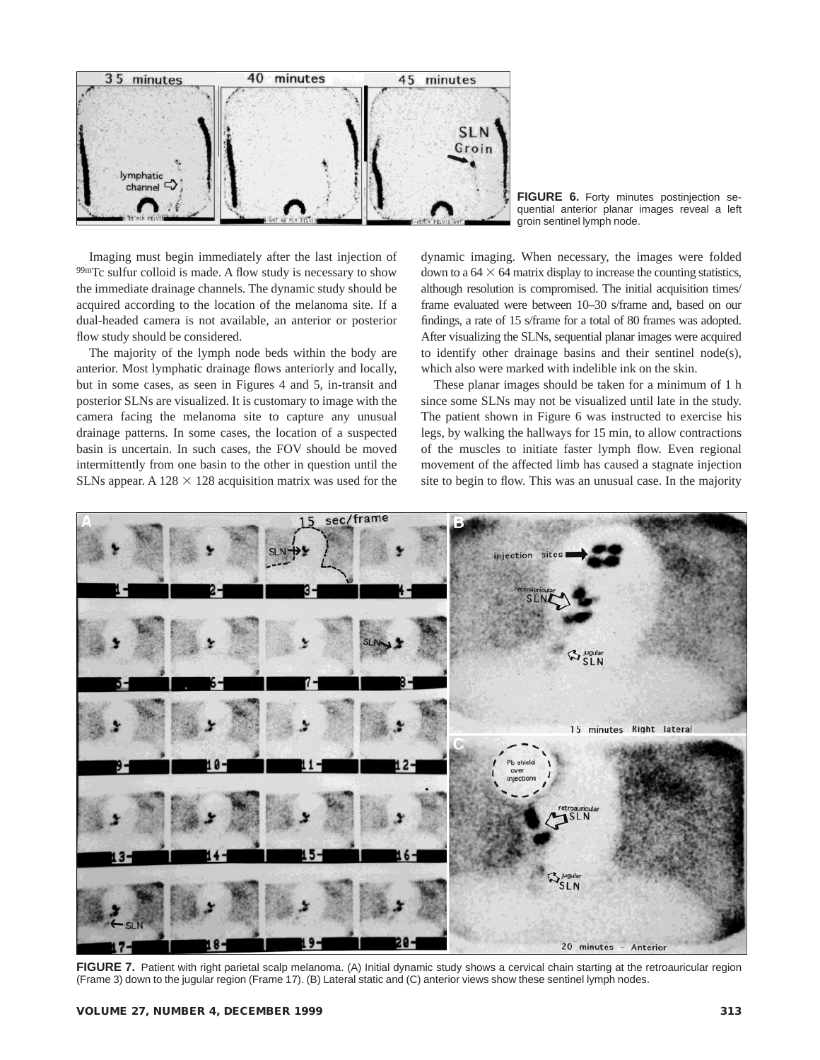FIGURE 6. Forty minutes postinjection sequential anterior planar images reveal a left groin sentinel lymph node.

Imaging must begin immediately after the last injection of $^{99m}$Tc sulfur colloid is made. A flow study is necessary to show the immediate drainage channels. The dynamic study should be acquired according to the location of the melanoma site. If a dual-headed camera is not available, an anterior or posterior flow study should be considered.

The majority of the lymph node beds within the body are anterior. Most lymphatic drainage flows anteriorly and locally, but in some cases, as seen in Figures 4 and 5, in-transit and posterior SLNs are visualized. It is customary to image with the camera facing the melanoma site to capture any unusual drainage patterns. In some cases, the location of a suspected basin is uncertain. In such cases, the FOV should be moved intermittently from one basin to the other in question until the SLNs appear. A 128 × 128 acquisition matrix was used for the dynamic imaging. When necessary, the images were folded down to a 64 × 64 matrix display to increase the counting statistics, although resolution is compromised. The initial acquisition times/frame evaluated were between 10–30 s/frame and, based on our findings, a rate of 15 s/frame for a total of 80 frames was adopted. After visualizing the SLNs, sequential planar images were acquired to identify other drainage basins and their sentinel node(s), which also were marked with indelible ink on the skin.

These planar images should be taken for a minimum of 1 h since some SLNs may not be visualized until late in the study. The patient shown in Figure 6 was instructed to exercise his legs, by walking the hallways for 15 min, to allow contractions of the muscles to initiate faster lymph flow. Even regional movement of the affected limb has caused a stagnate injection site to begin to flow. This was an unusual case. In the majority

FIGURE 7. Patient with right parietal scalp melanoma. (A) Initial dynamic study shows a cervical chain starting at the retroauricular region (Frame 3) down to the jugular region (Frame 17). (B) Lateral static and (C) anterior views show these sentinel lymph nodes.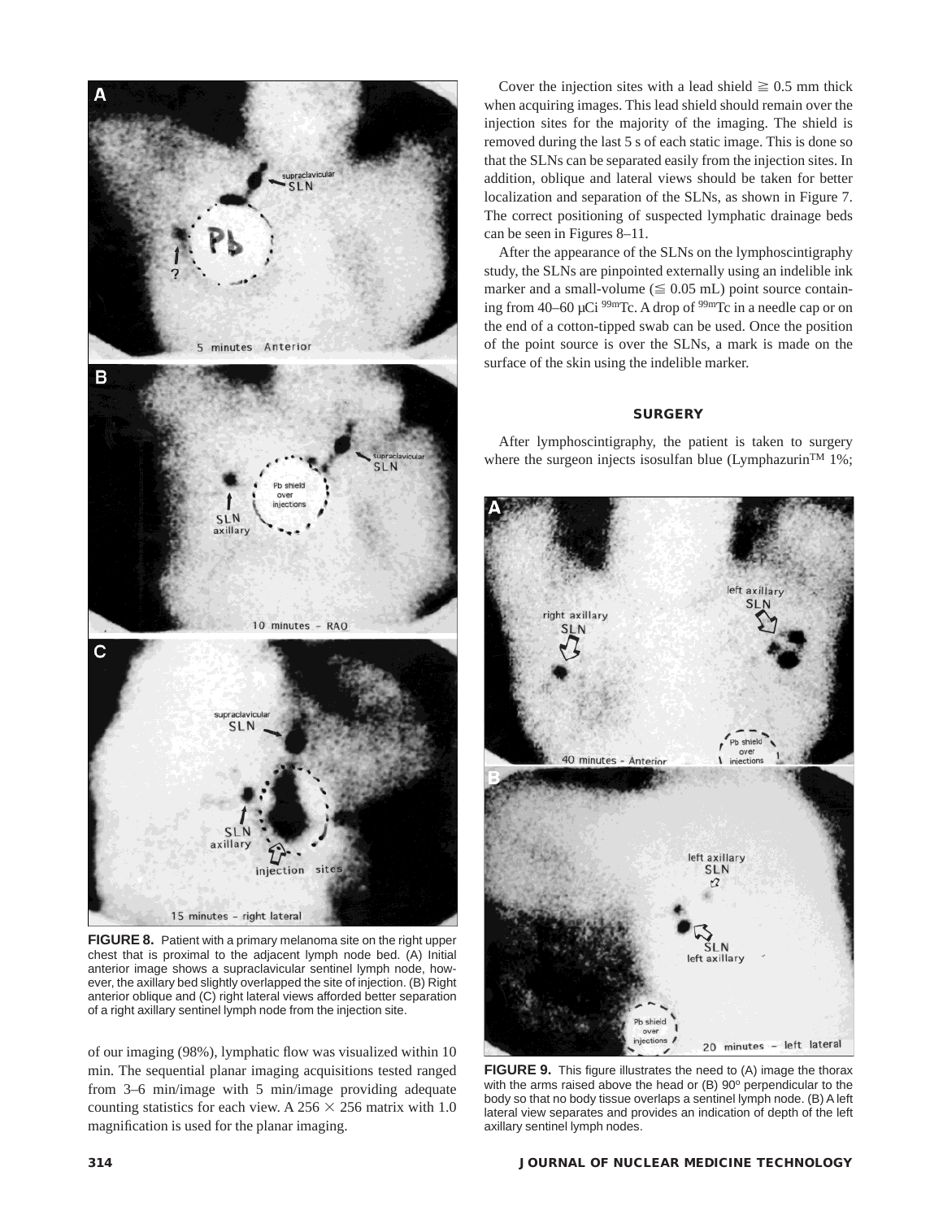FIGURE 8. Patient with a primary melanoma site on the right upper chest that is proximal to the adjacent lymph node bed. (A) Initial anterior image shows a supraclavicular sentinel lymph node, however, the axillary bed slightly overlapped the site of injection. (B) Right anterior oblique and (C) right lateral views afforded better separation of a right axillary sentinel lymph node from the injection site.

of our imaging (98%), lymphatic flow was visualized within 10 min. The sequential planar imaging acquisitions tested ranged from 3–6 min/image with 5 min/image providing adequate counting statistics for each view. A $256 \times 256$ matrix with 1.0 magnification is used for the planar imaging.

Cover the injection sites with a lead shield $\geqq$ 0.5 mm thick when acquiring images. This lead shield should remain over the injection sites for the majority of the imaging. The shield is removed during the last 5 s of each static image. This is done so that the SLNs can be separated easily from the injection sites. In addition, oblique and lateral views should be taken for better localization and separation of the SLNs, as shown in Figure 7. The correct positioning of suspected lymphatic drainage beds can be seen in Figures 8–11.

After the appearance of the SLNs on the lymphoscintigraphy study, the SLNs are pinpointed externally using an indelible ink marker and a small-volume ($\leqq$ 0.05 mL) point source containing from 40–60 μCi $^{99m}$Tc. A drop of $^{99m}$Tc in a needle cap or on the end of a cotton-tipped swab can be used. Once the position of the point source is over the SLNs, a mark is made on the surface of the skin using the indelible marker.

## SURGERY

After lymphoscintigraphy, the patient is taken to surgery where the surgeon injects isosulfan blue (Lymphazurin™ 1%;

FIGURE 9. This figure illustrates the need to (A) image the thorax with the arms raised above the head or (B) 90° perpendicular to the body so that no body tissue overlaps a sentinel lymph node. (B) A left lateral view separates and provides an indication of depth of the left axillary sentinel lymph nodes.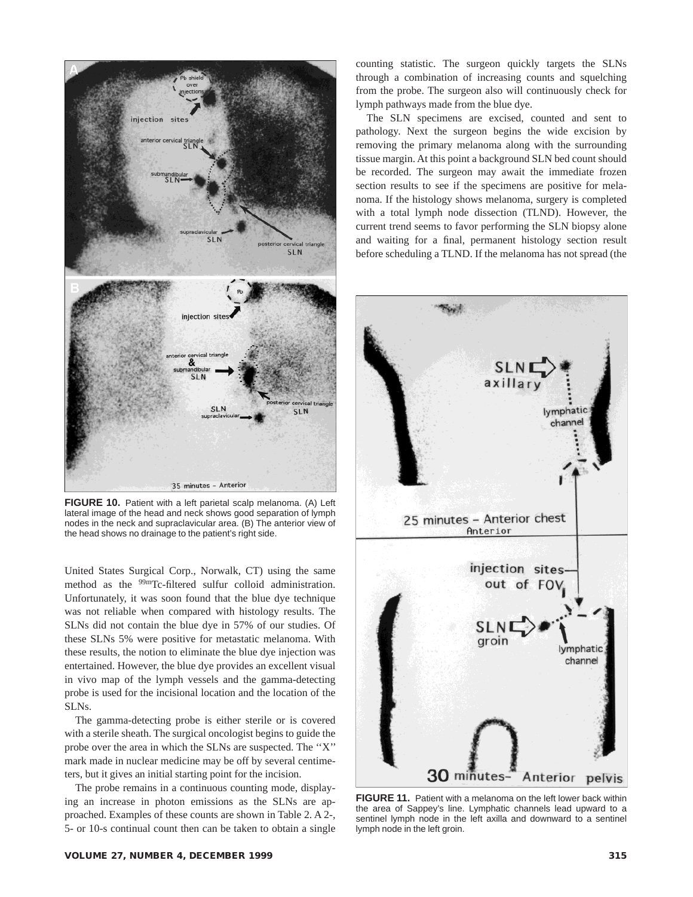FIGURE 10. Patient with a left parietal scalp melanoma. (A) Left lateral image of the head and neck shows good separation of lymph nodes in the neck and supraclavicular area. (B) The anterior view of the head shows no drainage to the patient's right side.

United States Surgical Corp., Norwalk, CT) using the same method as the $^{99m}$Tc-filtered sulfur colloid administration. Unfortunately, it was soon found that the blue dye technique was not reliable when compared with histology results. The SLNs did not contain the blue dye in 57% of our studies. Of these SLNs 5% were positive for metastatic melanoma. With these results, the notion to eliminate the blue dye injection was entertained. However, the blue dye provides an excellent visual in vivo map of the lymph vessels and the gamma-detecting probe is used for the incisional location and the location of the SLNs.

The gamma-detecting probe is either sterile or is covered with a sterile sheath. The surgical oncologist begins to guide the probe over the area in which the SLNs are suspected. The ''X'' mark made in nuclear medicine may be off by several centimeters, but it gives an initial starting point for the incision.

The probe remains in a continuous counting mode, displaying an increase in photon emissions as the SLNs are approached. Examples of these counts are shown in Table 2. A 2-, 5- or 10-s continual count then can be taken to obtain a single counting statistic. The surgeon quickly targets the SLNs through a combination of increasing counts and squelching from the probe. The surgeon also will continuously check for lymph pathways made from the blue dye.

The SLN specimens are excised, counted and sent to pathology. Next the surgeon begins the wide excision by removing the primary melanoma along with the surrounding tissue margin. At this point a background SLN bed count should be recorded. The surgeon may await the immediate frozen section results to see if the specimens are positive for melanoma. If the histology shows melanoma, surgery is completed with a total lymph node dissection (TLND). However, the current trend seems to favor performing the SLN biopsy alone and waiting for a final, permanent histology section result before scheduling a TLND. If the melanoma has not spread (the

FIGURE 11. Patient with a melanoma on the left lower back within the area of Sappey's line. Lymphatic channels lead upward to a sentinel lymph node in the left axilla and downward to a sentinel lymph node in the left groin.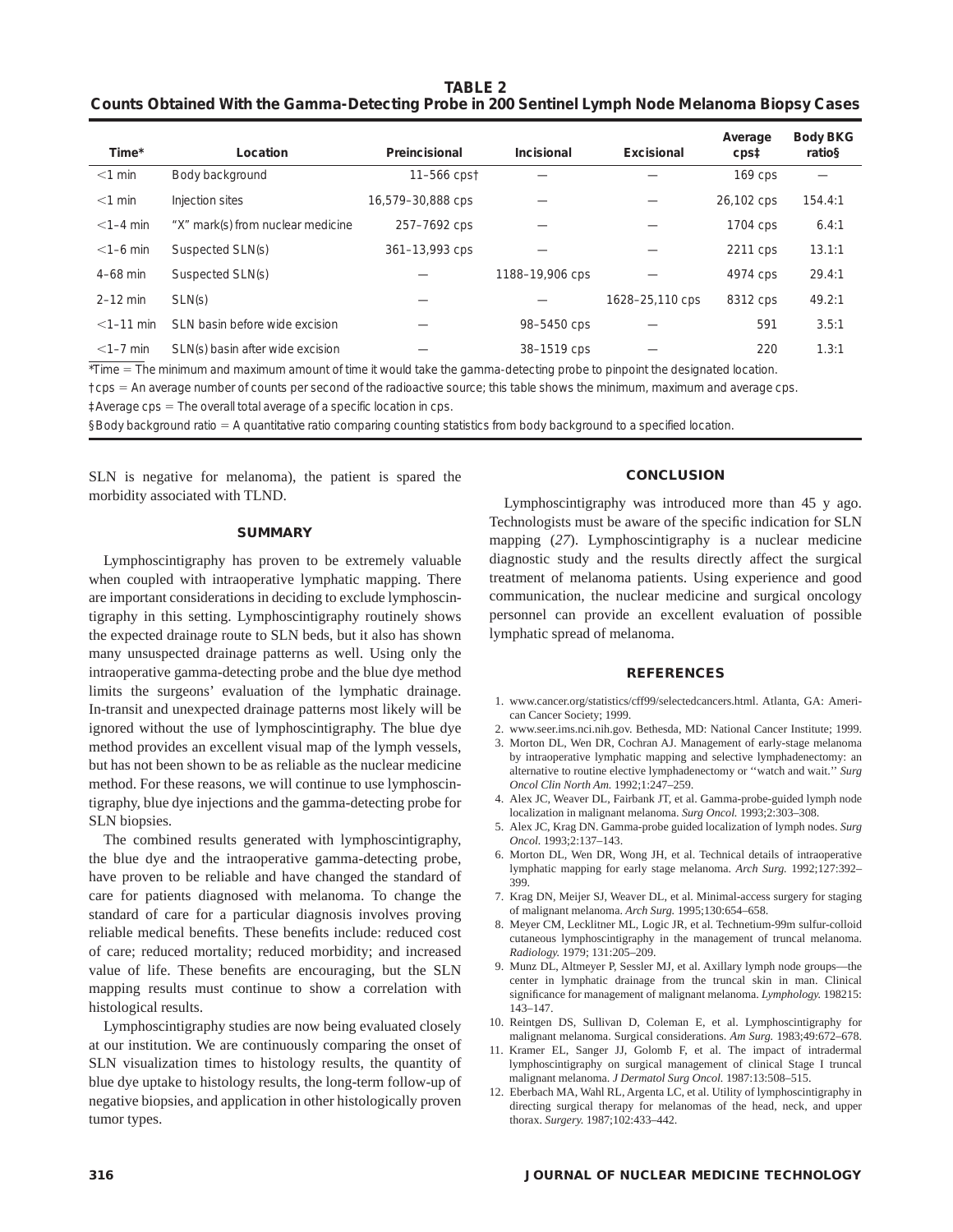**TABLE 2**
**Counts Obtained With the Gamma-Detecting Probe in 200 Sentinel Lymph Node Melanoma Biopsy Cases**

| Time* | Location | Preincisional | Incisional | Excisional | Average cps‡ | Body BKG ratio§ |
|---|---|---|---|---|---|---|
| <1 min | Body background | 11–566 cps† | — | — | 169 cps | — |
| <1 min | Injection sites | 16,579–30,888 cps | — | — | 26,102 cps | 154.4:1 |
| <1–4 min | "X" mark(s) from nuclear medicine | 257–7692 cps | — | — | 1704 cps | 6.4:1 |
| <1–6 min | Suspected SLN(s) | 361–13,993 cps | — | — | 2211 cps | 13.1:1 |
| 4–68 min | Suspected SLN(s) | — | 1188–19,906 cps | — | 4974 cps | 29.4:1 |
| 2–12 min | SLN(s) | — | — | 1628–25,110 cps | 8312 cps | 49.2:1 |
| <1–11 min | SLN basin before wide excision | — | 98–5450 cps | — | 591 | 3.5:1 |
| <1–7 min | SLN(s) basin after wide excision | — | 38–1519 cps | — | 220 | 1.3:1 |

*Time = The minimum and maximum amount of time it would take the gamma-detecting probe to pinpoint the designated location.

†cps = An average number of counts per second of the radioactive source; this table shows the minimum, maximum and average cps.

‡Average cps = The overall total average of a specific location in cps.

§Body background ratio = A quantitative ratio comparing counting statistics from body background to a specified location.

SLN is negative for melanoma), the patient is spared the morbidity associated with TLND.

## SUMMARY

Lymphoscintigraphy has proven to be extremely valuable when coupled with intraoperative lymphatic mapping. There are important considerations in deciding to exclude lymphoscintigraphy in this setting. Lymphoscintigraphy routinely shows the expected drainage route to SLN beds, but it also has shown many unsuspected drainage patterns as well. Using only the intraoperative gamma-detecting probe and the blue dye method limits the surgeons' evaluation of the lymphatic drainage. In-transit and unexpected drainage patterns most likely will be ignored without the use of lymphoscintigraphy. The blue dye method provides an excellent visual map of the lymph vessels, but has not been shown to be as reliable as the nuclear medicine method. For these reasons, we will continue to use lymphoscintigraphy, blue dye injections and the gamma-detecting probe for SLN biopsies.

The combined results generated with lymphoscintigraphy, the blue dye and the intraoperative gamma-detecting probe, have proven to be reliable and have changed the standard of care for patients diagnosed with melanoma. To change the standard of care for a particular diagnosis involves proving reliable medical benefits. These benefits include: reduced cost of care; reduced mortality; reduced morbidity; and increased value of life. These benefits are encouraging, but the SLN mapping results must continue to show a correlation with histological results.

Lymphoscintigraphy studies are now being evaluated closely at our institution. We are continuously comparing the onset of SLN visualization times to histology results, the quantity of blue dye uptake to histology results, the long-term follow-up of negative biopsies, and application in other histologically proven tumor types.

## CONCLUSION

Lymphoscintigraphy was introduced more than 45 y ago. Technologists must be aware of the specific indication for SLN mapping (*27*). Lymphoscintigraphy is a nuclear medicine diagnostic study and the results directly affect the surgical treatment of melanoma patients. Using experience and good communication, the nuclear medicine and surgical oncology personnel can provide an excellent evaluation of possible lymphatic spread of melanoma.

## REFERENCES

1. www.cancer.org/statistics/cff99/selectedcancers.html. Atlanta, GA: American Cancer Society; 1999.
2. www.seer.ims.nci.nih.gov. Bethesda, MD: National Cancer Institute; 1999.
3. Morton DL, Wen DR, Cochran AJ. Management of early-stage melanoma by intraoperative lymphatic mapping and selective lymphadenectomy: an alternative to routine elective lymphadenectomy or ''watch and wait.'' *Surg Oncol Clin North Am.* 1992;1:247–259.
4. Alex JC, Weaver DL, Fairbank JT, et al. Gamma-probe-guided lymph node localization in malignant melanoma. *Surg Oncol.* 1993;2:303–308.
5. Alex JC, Krag DN. Gamma-probe guided localization of lymph nodes. *Surg Oncol.* 1993;2:137–143.
6. Morton DL, Wen DR, Wong JH, et al. Technical details of intraoperative lymphatic mapping for early stage melanoma. *Arch Surg.* 1992;127:392–399.
7. Krag DN, Meijer SJ, Weaver DL, et al. Minimal-access surgery for staging of malignant melanoma. *Arch Surg.* 1995;130:654–658.
8. Meyer CM, Lecklitner ML, Logic JR, et al. Technetium-99m sulfur-colloid cutaneous lymphoscintigraphy in the management of truncal melanoma. *Radiology.* 1979; 131:205–209.
9. Munz DL, Altmeyer P, Sessler MJ, et al. Axillary lymph node groups—the center in lymphatic drainage from the truncal skin in man. Clinical significance for management of malignant melanoma. *Lymphology.* 198215: 143–147.
10. Reintgen DS, Sullivan D, Coleman E, et al. Lymphoscintigraphy for malignant melanoma. Surgical considerations. *Am Surg.* 1983;49:672–678.
11. Kramer EL, Sanger JJ, Golomb F, et al. The impact of intradermal lymphoscintigraphy on surgical management of clinical Stage I truncal malignant melanoma. *J Dermatol Surg Oncol.* 1987:13:508–515.
12. Eberbach MA, Wahl RL, Argenta LC, et al. Utility of lymphoscintigraphy in directing surgical therapy for melanomas of the head, neck, and upper thorax. *Surgery.* 1987;102:433–442.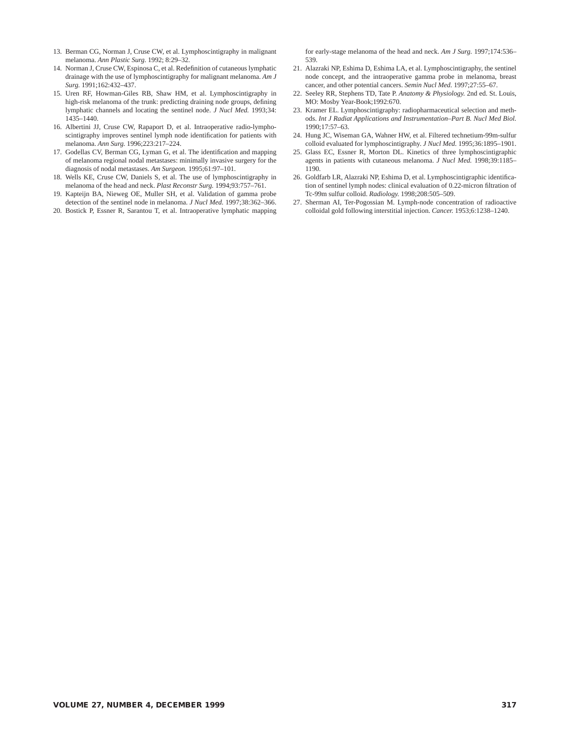13. Berman CG, Norman J, Cruse CW, et al. Lymphoscintigraphy in malignant melanoma. *Ann Plastic Surg.* 1992; 8:29–32.
14. Norman J, Cruse CW, Espinosa C, et al. Redefinition of cutaneous lymphatic drainage with the use of lymphoscintigraphy for malignant melanoma. *Am J Surg.* 1991;162:432–437.
15. Uren RF, Howman-Giles RB, Shaw HM, et al. Lymphoscintigraphy in high-risk melanoma of the trunk: predicting draining node groups, defining lymphatic channels and locating the sentinel node. *J Nucl Med.* 1993;34: 1435–1440.
16. Albertini JJ, Cruse CW, Rapaport D, et al. Intraoperative radio-lympho-scintigraphy improves sentinel lymph node identification for patients with melanoma. *Ann Surg.* 1996;223:217–224.
17. Godellas CV, Berman CG, Lyman G, et al. The identification and mapping of melanoma regional nodal metastases: minimally invasive surgery for the diagnosis of nodal metastases. *Am Surgeon.* 1995;61:97–101.
18. Wells KE, Cruse CW, Daniels S, et al. The use of lymphoscintigraphy in melanoma of the head and neck. *Plast Reconstr Surg.* 1994;93:757–761.
19. Kapteijn BA, Nieweg OE, Muller SH, et al. Validation of gamma probe detection of the sentinel node in melanoma. *J Nucl Med.* 1997;38:362–366.
20. Bostick P, Essner R, Sarantou T, et al. Intraoperative lymphatic mapping for early-stage melanoma of the head and neck. *Am J Surg.* 1997;174:536–539.
21. Alazraki NP, Eshima D, Eshima LA, et al. Lymphoscintigraphy, the sentinel node concept, and the intraoperative gamma probe in melanoma, breast cancer, and other potential cancers. *Semin Nucl Med.* 1997;27:55–67.
22. Seeley RR, Stephens TD, Tate P. *Anatomy & Physiology.* 2nd ed. St. Louis, MO: Mosby Year-Book;1992:670.
23. Kramer EL. Lymphoscintigraphy: radiopharmaceutical selection and methods. *Int J Radiat Applications and Instrumentation–Part B. Nucl Med Biol.* 1990;17:57–63.
24. Hung JC, Wiseman GA, Wahner HW, et al. Filtered technetium-99m-sulfur colloid evaluated for lymphoscintigraphy. *J Nucl Med.* 1995;36:1895–1901.
25. Glass EC, Essner R, Morton DL. Kinetics of three lymphoscintigraphic agents in patients with cutaneous melanoma. *J Nucl Med.* 1998;39:1185–1190.
26. Goldfarb LR, Alazraki NP, Eshima D, et al. Lymphoscintigraphic identification of sentinel lymph nodes: clinical evaluation of 0.22-micron filtration of Tc-99m sulfur colloid. *Radiology.* 1998;208:505–509.
27. Sherman AI, Ter-Pogossian M. Lymph-node concentration of radioactive colloidal gold following interstitial injection. *Cancer.* 1953;6:1238–1240.